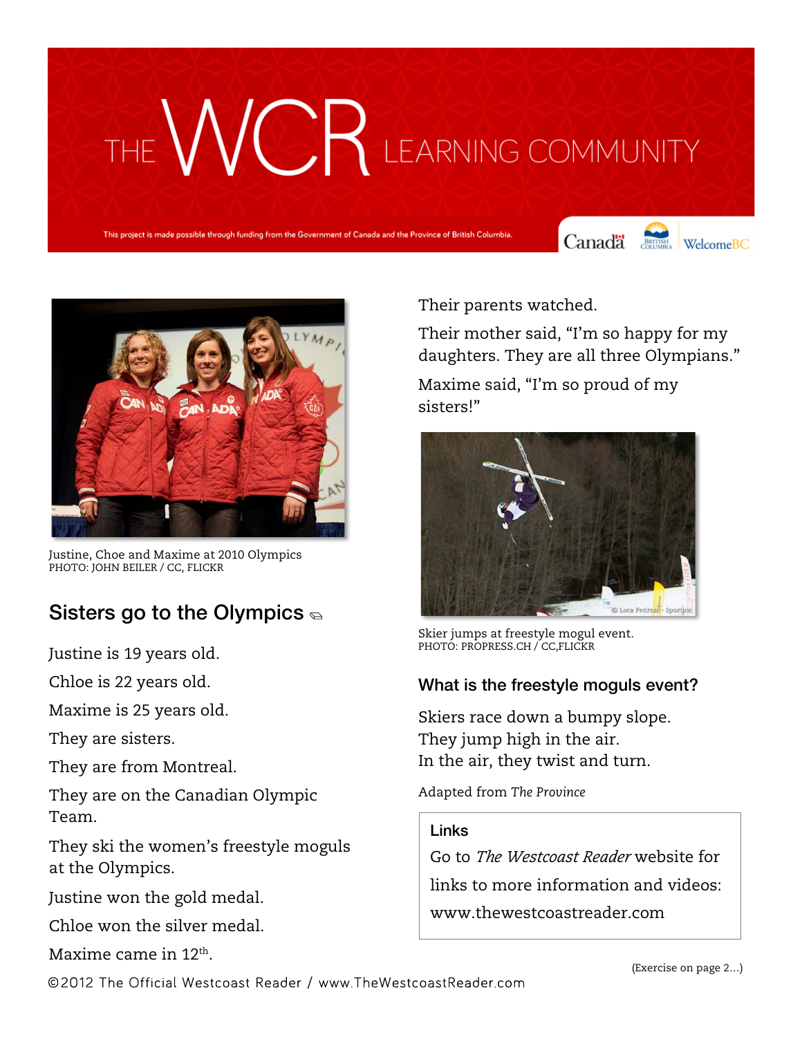# THE WCR LEARNING COMMUNITY

This project is made possible through funding from the Government of Canada and the Province of British Columbia.

Justine, Choe and Maxime at 2010 Olympics
PHOTO: JOHN BEILER / CC, FLICKR

## Sisters go to the Olympics

Justine is 19 years old.

Chloe is 22 years old.

Maxime is 25 years old.

They are sisters.

They are from Montreal.

They are on the Canadian Olympic Team.

They ski the women's freestyle moguls at the Olympics.

Justine won the gold medal.

Chloe won the silver medal.

Maxime came in 12th.

Their parents watched.

Their mother said, "I'm so happy for my daughters. They are all three Olympians."

Maxime said, "I'm so proud of my sisters!"

Skier jumps at freestyle mogul event.
PHOTO: PROPRESS.CH / CC,FLICKR

### What is the freestyle moguls event?

Skiers race down a bumpy slope.
They jump high in the air.
In the air, they twist and turn.

Adapted from *The Province*

**Links**

Go to *The Westcoast Reader* website for links to more information and videos: www.thewestcoastreader.com

(Exercise on page 2...)

©2012 The Official Westcoast Reader / www.TheWestcoastReader.com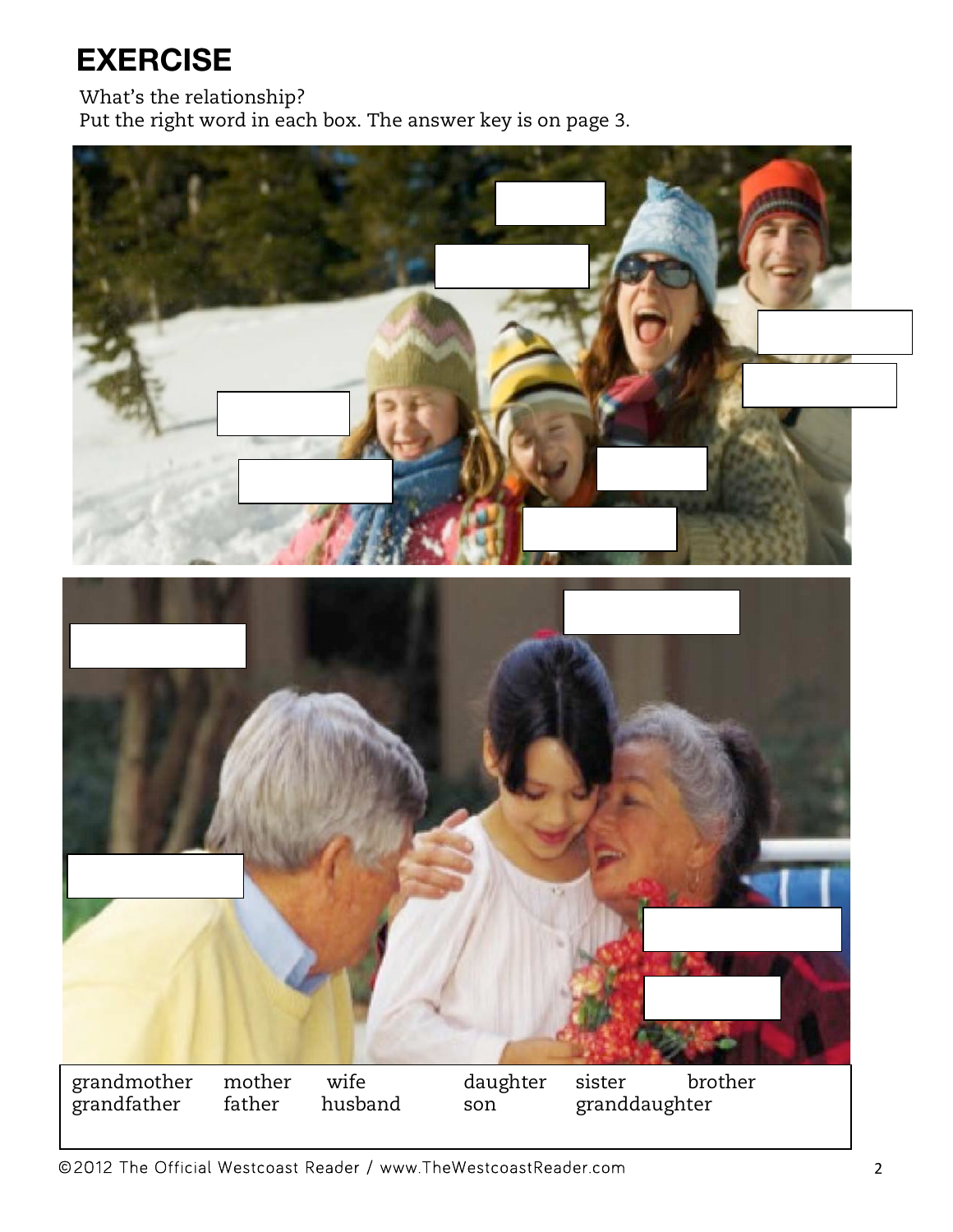# EXERCISE

What's the relationship?
Put the right word in each box. The answer key is on page 3.

| | | | | | |
|---|---|---|---|---|---|
| grandmother | mother | wife | daughter | sister | brother |
| grandfather | father | husband | son | granddaughter | |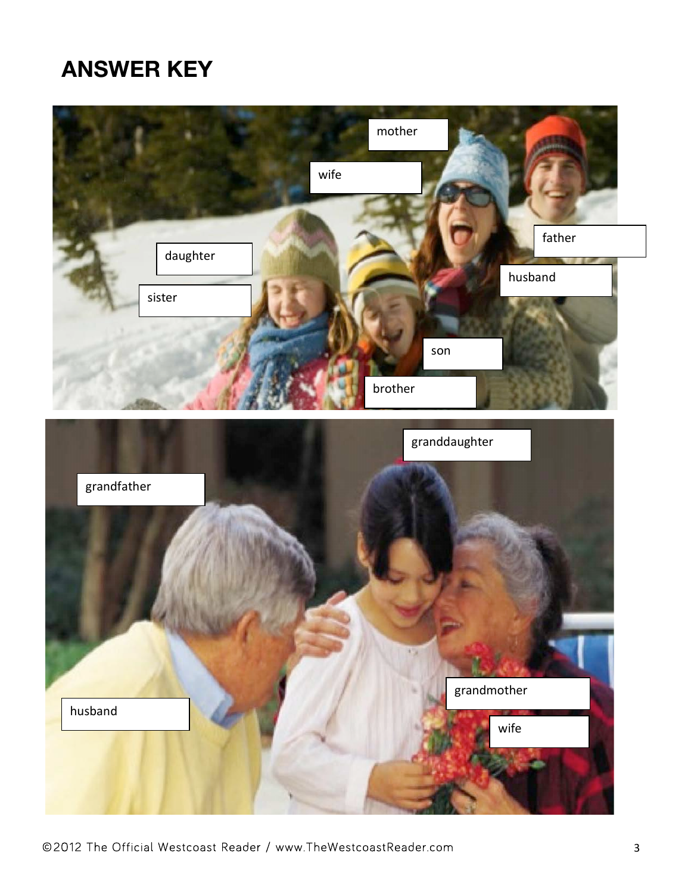# ANSWER KEY

mother

wife

father

husband

daughter

sister

son

brother

granddaughter

grandfather

grandmother

wife

husband

©2012 The Official Westcoast Reader / www.TheWestcoastReader.com